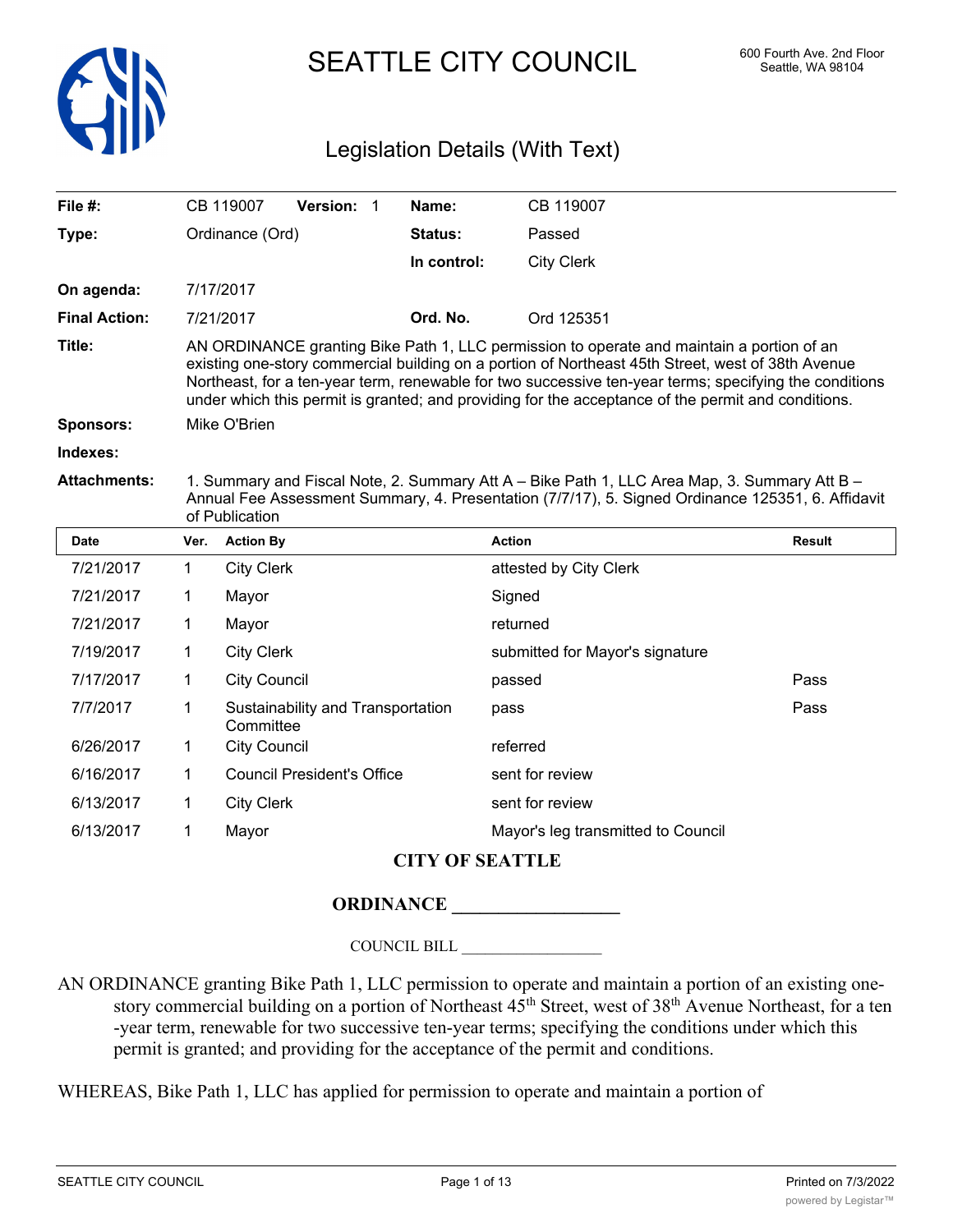# SEATTLE CITY COUNCIL

600 Fourth Ave. 2nd Floor
Seattle, WA 98104

## Legislation Details (With Text)

| | | | |
|---|---|---|---|
| **File #:** | CB 119007 **Version:** 1 | **Name:** | CB 119007 |
| **Type:** | Ordinance (Ord) | **Status:** | Passed |
| | | **In control:** | City Clerk |
| **On agenda:** | 7/17/2017 | | |
| **Final Action:** | 7/21/2017 | **Ord. No.** | Ord 125351 |

**Title:** AN ORDINANCE granting Bike Path 1, LLC permission to operate and maintain a portion of an existing one-story commercial building on a portion of Northeast 45th Street, west of 38th Avenue Northeast, for a ten-year term, renewable for two successive ten-year terms; specifying the conditions under which this permit is granted; and providing for the acceptance of the permit and conditions.

**Sponsors:** Mike O'Brien

**Indexes:**

**Attachments:** 1. Summary and Fiscal Note, 2. Summary Att A – Bike Path 1, LLC Area Map, 3. Summary Att B – Annual Fee Assessment Summary, 4. Presentation (7/7/17), 5. Signed Ordinance 125351, 6. Affidavit of Publication

| Date | Ver. | Action By | Action | Result |
|---|---|---|---|---|
| 7/21/2017 | 1 | City Clerk | attested by City Clerk | |
| 7/21/2017 | 1 | Mayor | Signed | |
| 7/21/2017 | 1 | Mayor | returned | |
| 7/19/2017 | 1 | City Clerk | submitted for Mayor's signature | |
| 7/17/2017 | 1 | City Council | passed | Pass |
| 7/7/2017 | 1 | Sustainability and Transportation Committee | pass | Pass |
| 6/26/2017 | 1 | City Council | referred | |
| 6/16/2017 | 1 | Council President's Office | sent for review | |
| 6/13/2017 | 1 | City Clerk | sent for review | |
| 6/13/2017 | 1 | Mayor | Mayor's leg transmitted to Council | |

**CITY OF SEATTLE**

**ORDINANCE __________________**

COUNCIL BILL __________________

AN ORDINANCE granting Bike Path 1, LLC permission to operate and maintain a portion of an existing one-story commercial building on a portion of Northeast 45th Street, west of 38th Avenue Northeast, for a ten-year term, renewable for two successive ten-year terms; specifying the conditions under which this permit is granted; and providing for the acceptance of the permit and conditions.

WHEREAS, Bike Path 1, LLC has applied for permission to operate and maintain a portion of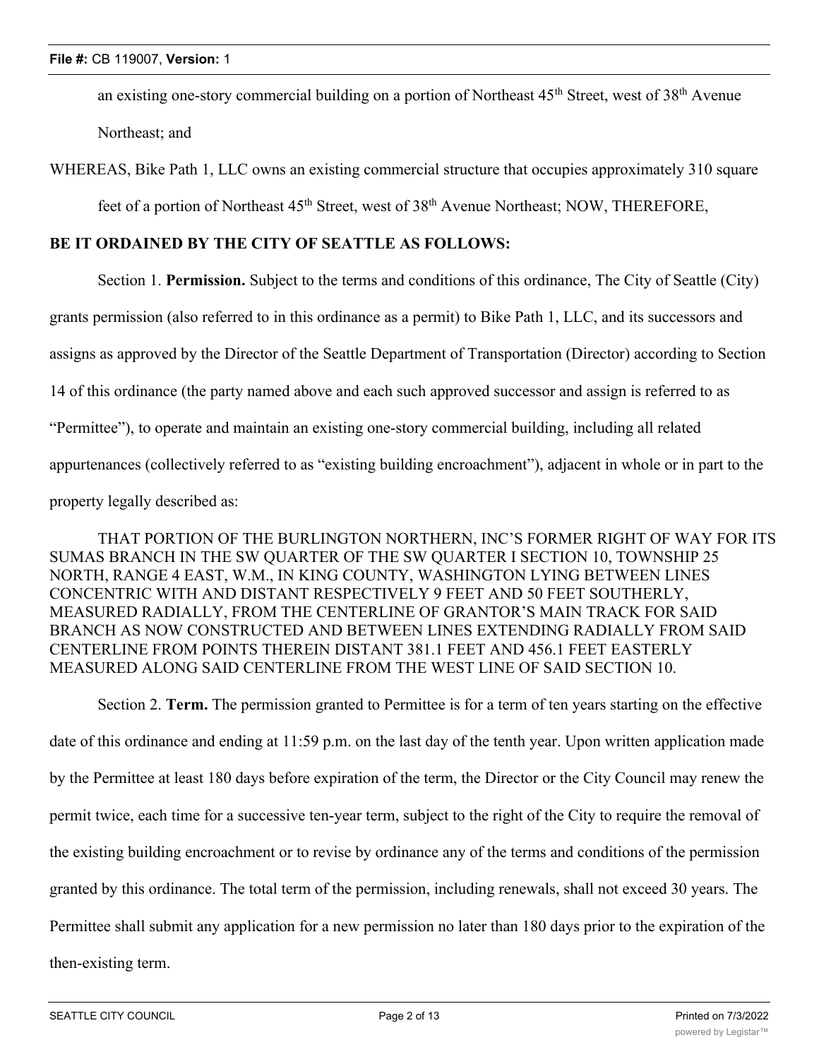an existing one-story commercial building on a portion of Northeast 45th Street, west of 38th Avenue Northeast; and

WHEREAS, Bike Path 1, LLC owns an existing commercial structure that occupies approximately 310 square feet of a portion of Northeast 45th Street, west of 38th Avenue Northeast; NOW, THEREFORE,

**BE IT ORDAINED BY THE CITY OF SEATTLE AS FOLLOWS:**

Section 1. **Permission.** Subject to the terms and conditions of this ordinance, The City of Seattle (City) grants permission (also referred to in this ordinance as a permit) to Bike Path 1, LLC, and its successors and assigns as approved by the Director of the Seattle Department of Transportation (Director) according to Section 14 of this ordinance (the party named above and each such approved successor and assign is referred to as "Permittee"), to operate and maintain an existing one-story commercial building, including all related appurtenances (collectively referred to as "existing building encroachment"), adjacent in whole or in part to the property legally described as:

THAT PORTION OF THE BURLINGTON NORTHERN, INC'S FORMER RIGHT OF WAY FOR ITS SUMAS BRANCH IN THE SW QUARTER OF THE SW QUARTER I SECTION 10, TOWNSHIP 25 NORTH, RANGE 4 EAST, W.M., IN KING COUNTY, WASHINGTON LYING BETWEEN LINES CONCENTRIC WITH AND DISTANT RESPECTIVELY 9 FEET AND 50 FEET SOUTHERLY, MEASURED RADIALLY, FROM THE CENTERLINE OF GRANTOR'S MAIN TRACK FOR SAID BRANCH AS NOW CONSTRUCTED AND BETWEEN LINES EXTENDING RADIALLY FROM SAID CENTERLINE FROM POINTS THEREIN DISTANT 381.1 FEET AND 456.1 FEET EASTERLY MEASURED ALONG SAID CENTERLINE FROM THE WEST LINE OF SAID SECTION 10.

Section 2. **Term.** The permission granted to Permittee is for a term of ten years starting on the effective date of this ordinance and ending at 11:59 p.m. on the last day of the tenth year. Upon written application made by the Permittee at least 180 days before expiration of the term, the Director or the City Council may renew the permit twice, each time for a successive ten-year term, subject to the right of the City to require the removal of the existing building encroachment or to revise by ordinance any of the terms and conditions of the permission granted by this ordinance. The total term of the permission, including renewals, shall not exceed 30 years. The Permittee shall submit any application for a new permission no later than 180 days prior to the expiration of the then-existing term.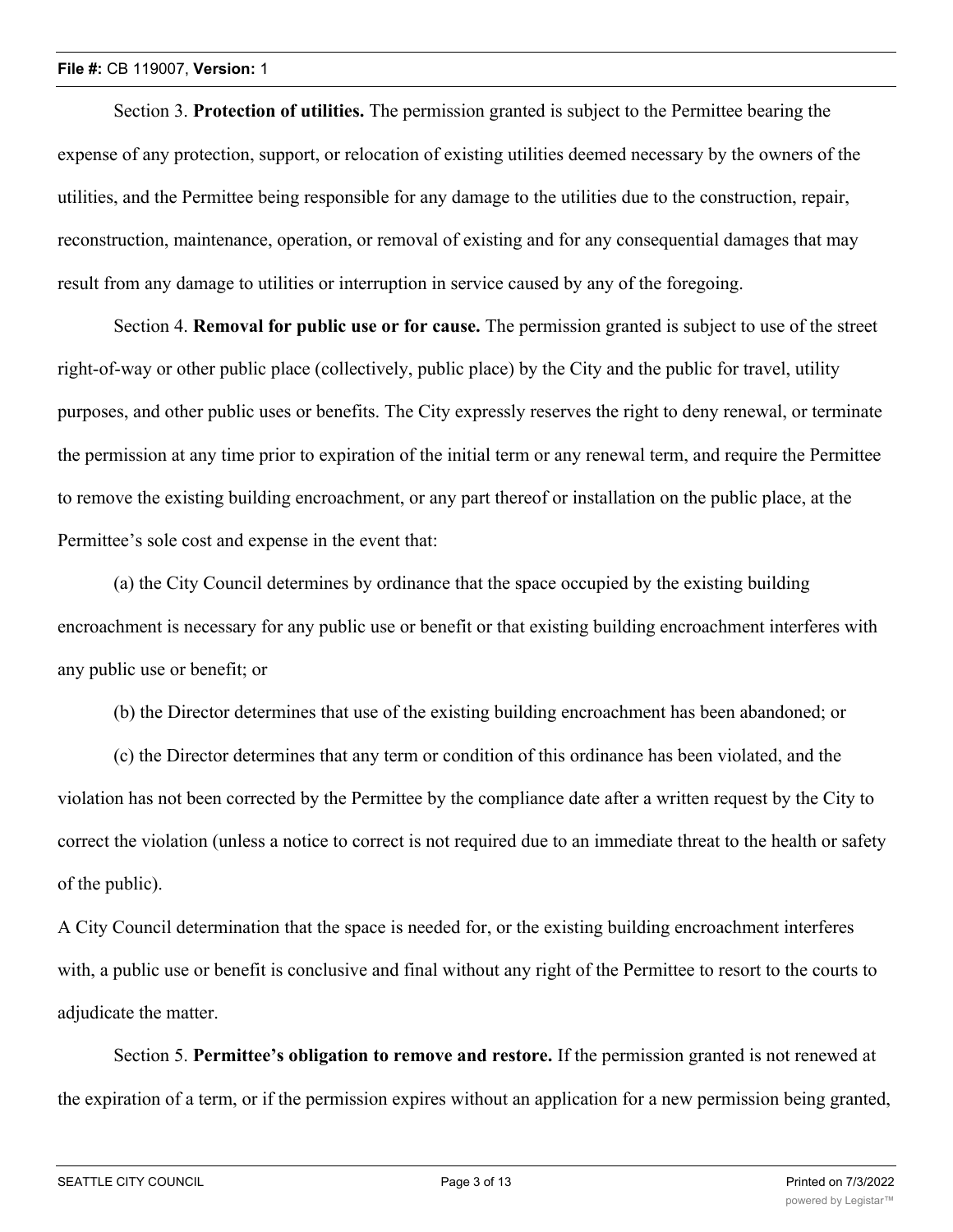Section 3. **Protection of utilities.** The permission granted is subject to the Permittee bearing the expense of any protection, support, or relocation of existing utilities deemed necessary by the owners of the utilities, and the Permittee being responsible for any damage to the utilities due to the construction, repair, reconstruction, maintenance, operation, or removal of existing and for any consequential damages that may result from any damage to utilities or interruption in service caused by any of the foregoing.

Section 4. **Removal for public use or for cause.** The permission granted is subject to use of the street right-of-way or other public place (collectively, public place) by the City and the public for travel, utility purposes, and other public uses or benefits. The City expressly reserves the right to deny renewal, or terminate the permission at any time prior to expiration of the initial term or any renewal term, and require the Permittee to remove the existing building encroachment, or any part thereof or installation on the public place, at the Permittee's sole cost and expense in the event that:

(a) the City Council determines by ordinance that the space occupied by the existing building encroachment is necessary for any public use or benefit or that existing building encroachment interferes with any public use or benefit; or

(b) the Director determines that use of the existing building encroachment has been abandoned; or

(c) the Director determines that any term or condition of this ordinance has been violated, and the violation has not been corrected by the Permittee by the compliance date after a written request by the City to correct the violation (unless a notice to correct is not required due to an immediate threat to the health or safety of the public).

A City Council determination that the space is needed for, or the existing building encroachment interferes with, a public use or benefit is conclusive and final without any right of the Permittee to resort to the courts to adjudicate the matter.

Section 5. **Permittee's obligation to remove and restore.** If the permission granted is not renewed at the expiration of a term, or if the permission expires without an application for a new permission being granted,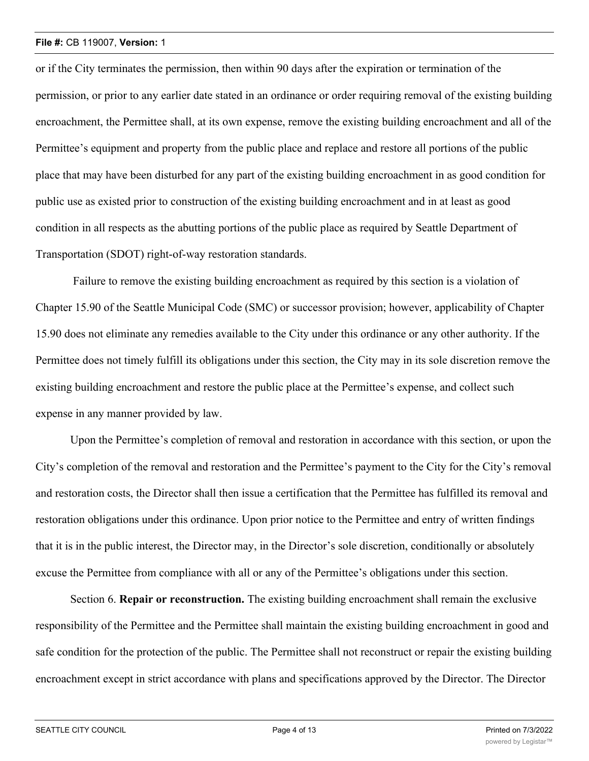or if the City terminates the permission, then within 90 days after the expiration or termination of the permission, or prior to any earlier date stated in an ordinance or order requiring removal of the existing building encroachment, the Permittee shall, at its own expense, remove the existing building encroachment and all of the Permittee's equipment and property from the public place and replace and restore all portions of the public place that may have been disturbed for any part of the existing building encroachment in as good condition for public use as existed prior to construction of the existing building encroachment and in at least as good condition in all respects as the abutting portions of the public place as required by Seattle Department of Transportation (SDOT) right-of-way restoration standards.

Failure to remove the existing building encroachment as required by this section is a violation of Chapter 15.90 of the Seattle Municipal Code (SMC) or successor provision; however, applicability of Chapter 15.90 does not eliminate any remedies available to the City under this ordinance or any other authority. If the Permittee does not timely fulfill its obligations under this section, the City may in its sole discretion remove the existing building encroachment and restore the public place at the Permittee's expense, and collect such expense in any manner provided by law.

Upon the Permittee's completion of removal and restoration in accordance with this section, or upon the City's completion of the removal and restoration and the Permittee's payment to the City for the City's removal and restoration costs, the Director shall then issue a certification that the Permittee has fulfilled its removal and restoration obligations under this ordinance. Upon prior notice to the Permittee and entry of written findings that it is in the public interest, the Director may, in the Director's sole discretion, conditionally or absolutely excuse the Permittee from compliance with all or any of the Permittee's obligations under this section.

Section 6. **Repair or reconstruction.** The existing building encroachment shall remain the exclusive responsibility of the Permittee and the Permittee shall maintain the existing building encroachment in good and safe condition for the protection of the public. The Permittee shall not reconstruct or repair the existing building encroachment except in strict accordance with plans and specifications approved by the Director. The Director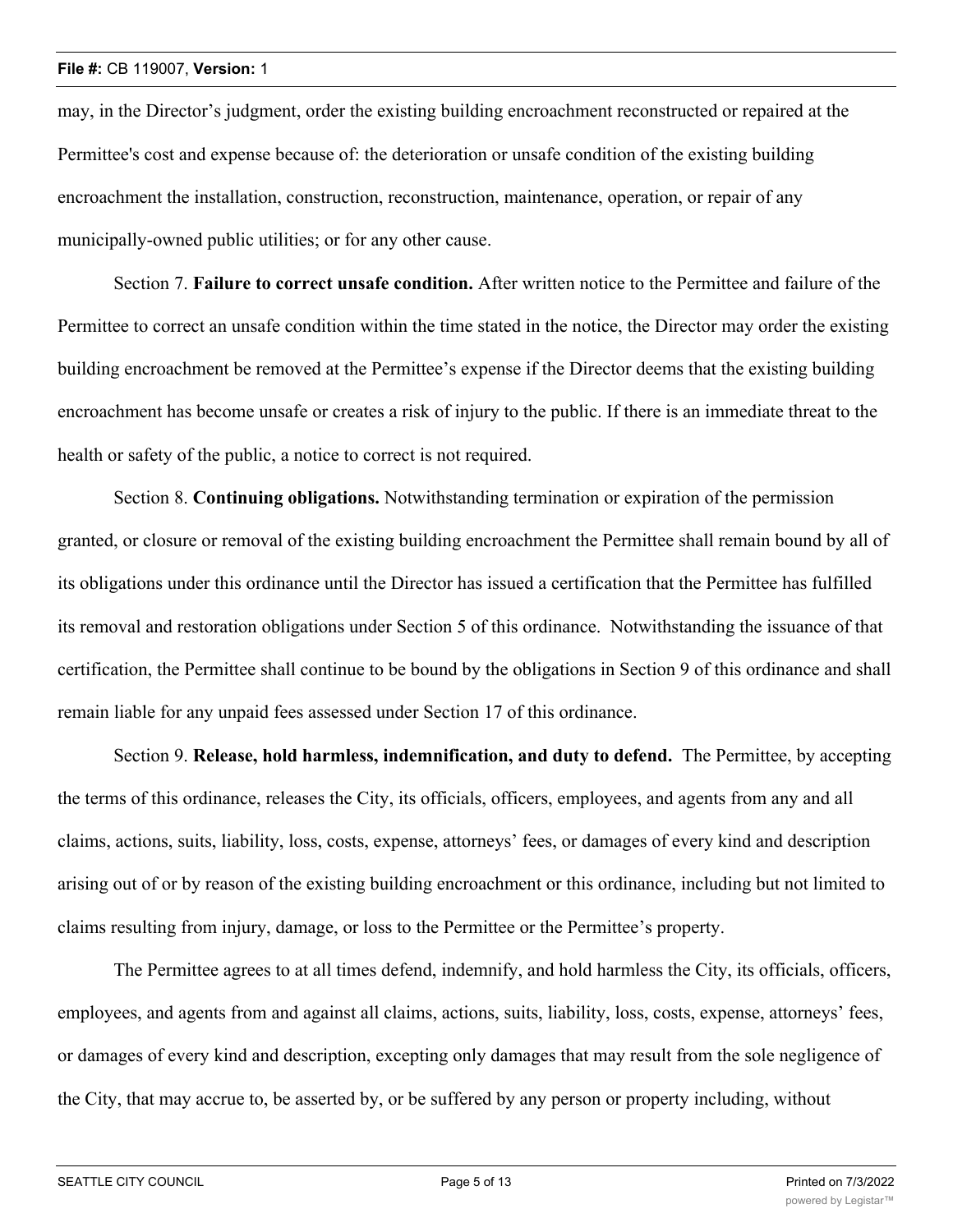may, in the Director's judgment, order the existing building encroachment reconstructed or repaired at the Permittee's cost and expense because of: the deterioration or unsafe condition of the existing building encroachment the installation, construction, reconstruction, maintenance, operation, or repair of any municipally-owned public utilities; or for any other cause.

Section 7. **Failure to correct unsafe condition.** After written notice to the Permittee and failure of the Permittee to correct an unsafe condition within the time stated in the notice, the Director may order the existing building encroachment be removed at the Permittee's expense if the Director deems that the existing building encroachment has become unsafe or creates a risk of injury to the public. If there is an immediate threat to the health or safety of the public, a notice to correct is not required.

Section 8. **Continuing obligations.** Notwithstanding termination or expiration of the permission granted, or closure or removal of the existing building encroachment the Permittee shall remain bound by all of its obligations under this ordinance until the Director has issued a certification that the Permittee has fulfilled its removal and restoration obligations under Section 5 of this ordinance. Notwithstanding the issuance of that certification, the Permittee shall continue to be bound by the obligations in Section 9 of this ordinance and shall remain liable for any unpaid fees assessed under Section 17 of this ordinance.

Section 9. **Release, hold harmless, indemnification, and duty to defend.** The Permittee, by accepting the terms of this ordinance, releases the City, its officials, officers, employees, and agents from any and all claims, actions, suits, liability, loss, costs, expense, attorneys' fees, or damages of every kind and description arising out of or by reason of the existing building encroachment or this ordinance, including but not limited to claims resulting from injury, damage, or loss to the Permittee or the Permittee's property.

The Permittee agrees to at all times defend, indemnify, and hold harmless the City, its officials, officers, employees, and agents from and against all claims, actions, suits, liability, loss, costs, expense, attorneys' fees, or damages of every kind and description, excepting only damages that may result from the sole negligence of the City, that may accrue to, be asserted by, or be suffered by any person or property including, without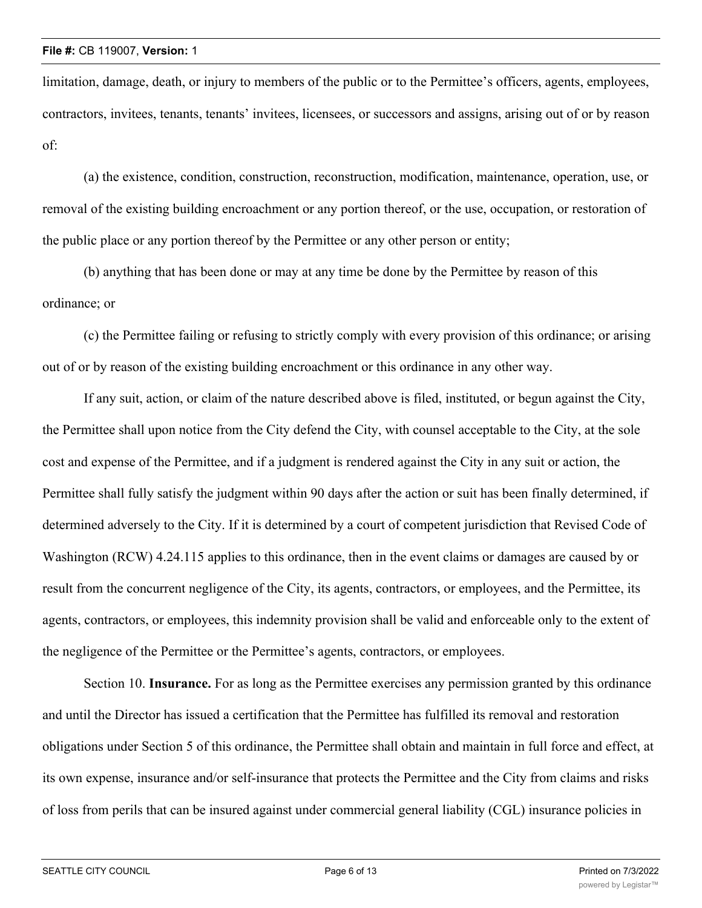limitation, damage, death, or injury to members of the public or to the Permittee's officers, agents, employees, contractors, invitees, tenants, tenants' invitees, licensees, or successors and assigns, arising out of or by reason of:

(a) the existence, condition, construction, reconstruction, modification, maintenance, operation, use, or removal of the existing building encroachment or any portion thereof, or the use, occupation, or restoration of the public place or any portion thereof by the Permittee or any other person or entity;

(b) anything that has been done or may at any time be done by the Permittee by reason of this ordinance; or

(c) the Permittee failing or refusing to strictly comply with every provision of this ordinance; or arising out of or by reason of the existing building encroachment or this ordinance in any other way.

If any suit, action, or claim of the nature described above is filed, instituted, or begun against the City, the Permittee shall upon notice from the City defend the City, with counsel acceptable to the City, at the sole cost and expense of the Permittee, and if a judgment is rendered against the City in any suit or action, the Permittee shall fully satisfy the judgment within 90 days after the action or suit has been finally determined, if determined adversely to the City. If it is determined by a court of competent jurisdiction that Revised Code of Washington (RCW) 4.24.115 applies to this ordinance, then in the event claims or damages are caused by or result from the concurrent negligence of the City, its agents, contractors, or employees, and the Permittee, its agents, contractors, or employees, this indemnity provision shall be valid and enforceable only to the extent of the negligence of the Permittee or the Permittee's agents, contractors, or employees.

Section 10. **Insurance.** For as long as the Permittee exercises any permission granted by this ordinance and until the Director has issued a certification that the Permittee has fulfilled its removal and restoration obligations under Section 5 of this ordinance, the Permittee shall obtain and maintain in full force and effect, at its own expense, insurance and/or self-insurance that protects the Permittee and the City from claims and risks of loss from perils that can be insured against under commercial general liability (CGL) insurance policies in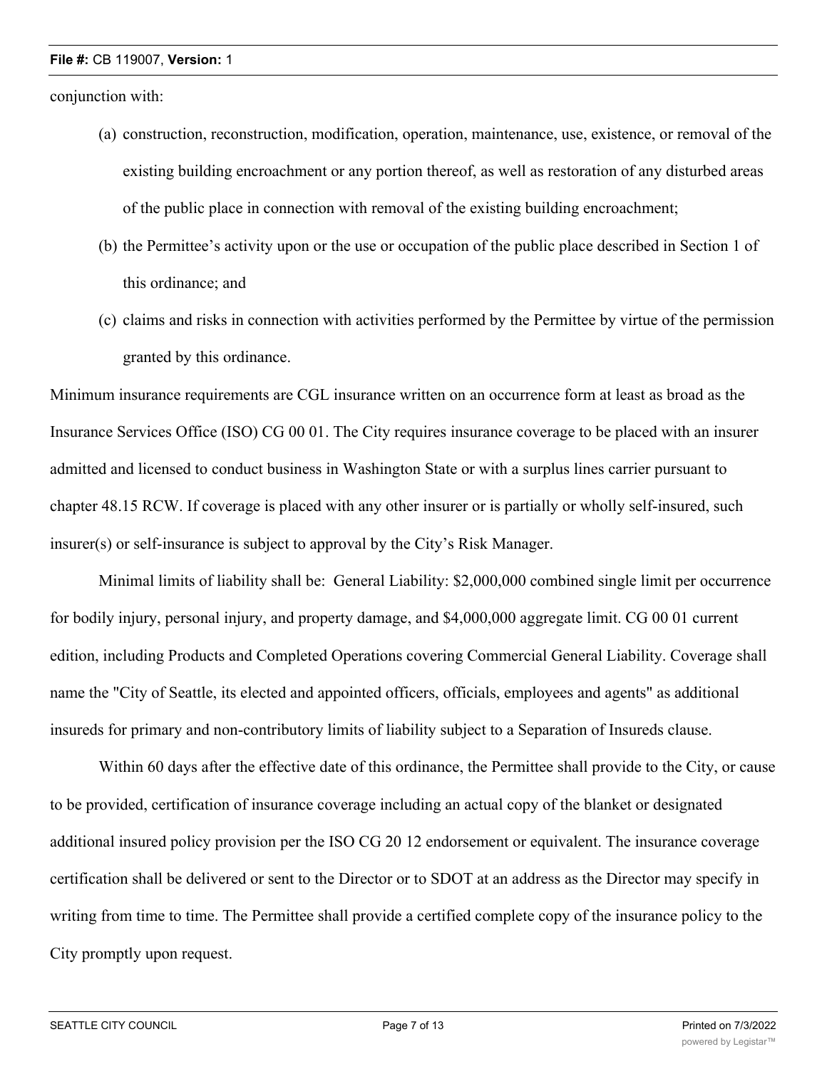conjunction with:

(a) construction, reconstruction, modification, operation, maintenance, use, existence, or removal of the existing building encroachment or any portion thereof, as well as restoration of any disturbed areas of the public place in connection with removal of the existing building encroachment;

(b) the Permittee's activity upon or the use or occupation of the public place described in Section 1 of this ordinance; and

(c) claims and risks in connection with activities performed by the Permittee by virtue of the permission granted by this ordinance.

Minimum insurance requirements are CGL insurance written on an occurrence form at least as broad as the Insurance Services Office (ISO) CG 00 01. The City requires insurance coverage to be placed with an insurer admitted and licensed to conduct business in Washington State or with a surplus lines carrier pursuant to chapter 48.15 RCW. If coverage is placed with any other insurer or is partially or wholly self-insured, such insurer(s) or self-insurance is subject to approval by the City's Risk Manager.

Minimal limits of liability shall be: General Liability: $2,000,000 combined single limit per occurrence for bodily injury, personal injury, and property damage, and $4,000,000 aggregate limit. CG 00 01 current edition, including Products and Completed Operations covering Commercial General Liability. Coverage shall name the "City of Seattle, its elected and appointed officers, officials, employees and agents" as additional insureds for primary and non-contributory limits of liability subject to a Separation of Insureds clause.

Within 60 days after the effective date of this ordinance, the Permittee shall provide to the City, or cause to be provided, certification of insurance coverage including an actual copy of the blanket or designated additional insured policy provision per the ISO CG 20 12 endorsement or equivalent. The insurance coverage certification shall be delivered or sent to the Director or to SDOT at an address as the Director may specify in writing from time to time. The Permittee shall provide a certified complete copy of the insurance policy to the City promptly upon request.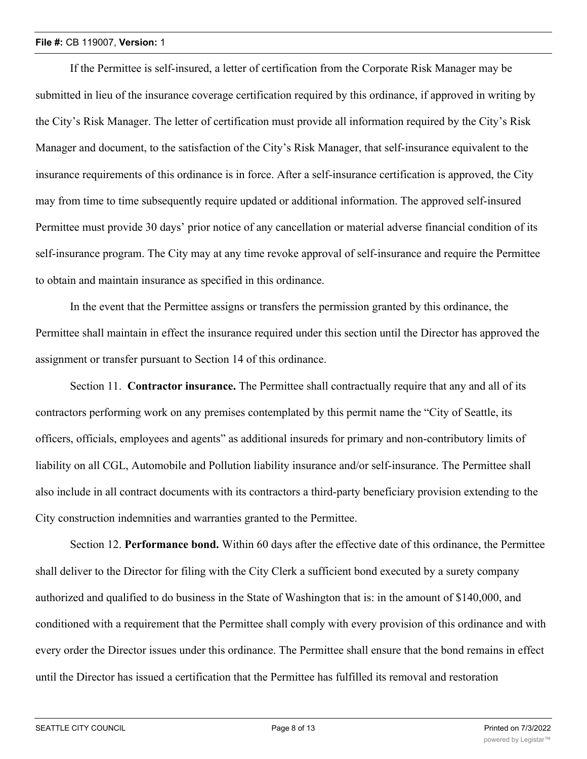If the Permittee is self-insured, a letter of certification from the Corporate Risk Manager may be submitted in lieu of the insurance coverage certification required by this ordinance, if approved in writing by the City's Risk Manager. The letter of certification must provide all information required by the City's Risk Manager and document, to the satisfaction of the City's Risk Manager, that self-insurance equivalent to the insurance requirements of this ordinance is in force. After a self-insurance certification is approved, the City may from time to time subsequently require updated or additional information. The approved self-insured Permittee must provide 30 days' prior notice of any cancellation or material adverse financial condition of its self-insurance program. The City may at any time revoke approval of self-insurance and require the Permittee to obtain and maintain insurance as specified in this ordinance.

In the event that the Permittee assigns or transfers the permission granted by this ordinance, the Permittee shall maintain in effect the insurance required under this section until the Director has approved the assignment or transfer pursuant to Section 14 of this ordinance.

Section 11. **Contractor insurance.** The Permittee shall contractually require that any and all of its contractors performing work on any premises contemplated by this permit name the "City of Seattle, its officers, officials, employees and agents" as additional insureds for primary and non-contributory limits of liability on all CGL, Automobile and Pollution liability insurance and/or self-insurance. The Permittee shall also include in all contract documents with its contractors a third-party beneficiary provision extending to the City construction indemnities and warranties granted to the Permittee.

Section 12. **Performance bond.** Within 60 days after the effective date of this ordinance, the Permittee shall deliver to the Director for filing with the City Clerk a sufficient bond executed by a surety company authorized and qualified to do business in the State of Washington that is: in the amount of $140,000, and conditioned with a requirement that the Permittee shall comply with every provision of this ordinance and with every order the Director issues under this ordinance. The Permittee shall ensure that the bond remains in effect until the Director has issued a certification that the Permittee has fulfilled its removal and restoration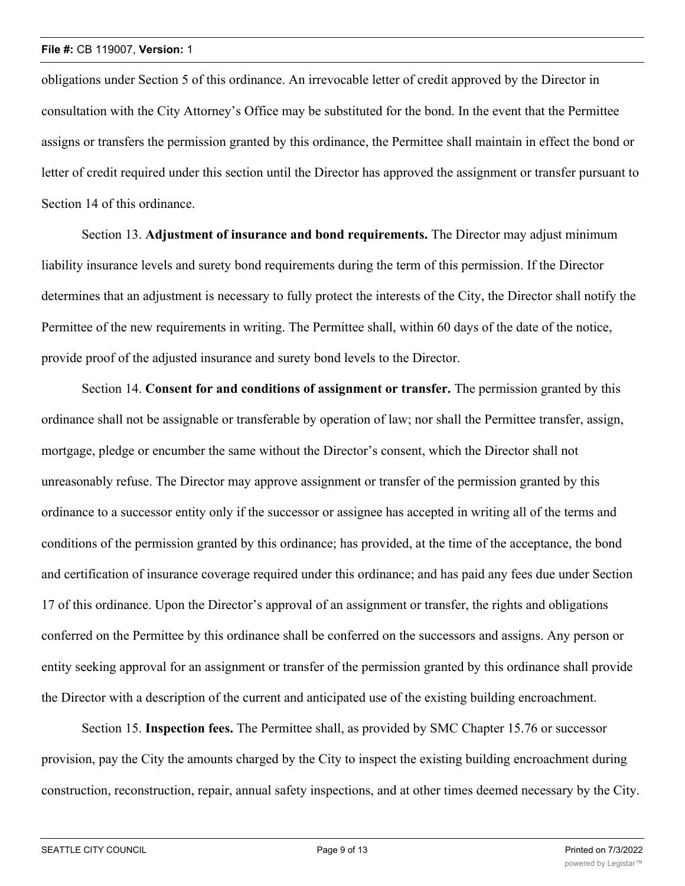obligations under Section 5 of this ordinance. An irrevocable letter of credit approved by the Director in consultation with the City Attorney's Office may be substituted for the bond. In the event that the Permittee assigns or transfers the permission granted by this ordinance, the Permittee shall maintain in effect the bond or letter of credit required under this section until the Director has approved the assignment or transfer pursuant to Section 14 of this ordinance.

Section 13. **Adjustment of insurance and bond requirements.** The Director may adjust minimum liability insurance levels and surety bond requirements during the term of this permission. If the Director determines that an adjustment is necessary to fully protect the interests of the City, the Director shall notify the Permittee of the new requirements in writing. The Permittee shall, within 60 days of the date of the notice, provide proof of the adjusted insurance and surety bond levels to the Director.

Section 14. **Consent for and conditions of assignment or transfer.** The permission granted by this ordinance shall not be assignable or transferable by operation of law; nor shall the Permittee transfer, assign, mortgage, pledge or encumber the same without the Director's consent, which the Director shall not unreasonably refuse. The Director may approve assignment or transfer of the permission granted by this ordinance to a successor entity only if the successor or assignee has accepted in writing all of the terms and conditions of the permission granted by this ordinance; has provided, at the time of the acceptance, the bond and certification of insurance coverage required under this ordinance; and has paid any fees due under Section 17 of this ordinance. Upon the Director's approval of an assignment or transfer, the rights and obligations conferred on the Permittee by this ordinance shall be conferred on the successors and assigns. Any person or entity seeking approval for an assignment or transfer of the permission granted by this ordinance shall provide the Director with a description of the current and anticipated use of the existing building encroachment.

Section 15. **Inspection fees.** The Permittee shall, as provided by SMC Chapter 15.76 or successor provision, pay the City the amounts charged by the City to inspect the existing building encroachment during construction, reconstruction, repair, annual safety inspections, and at other times deemed necessary by the City.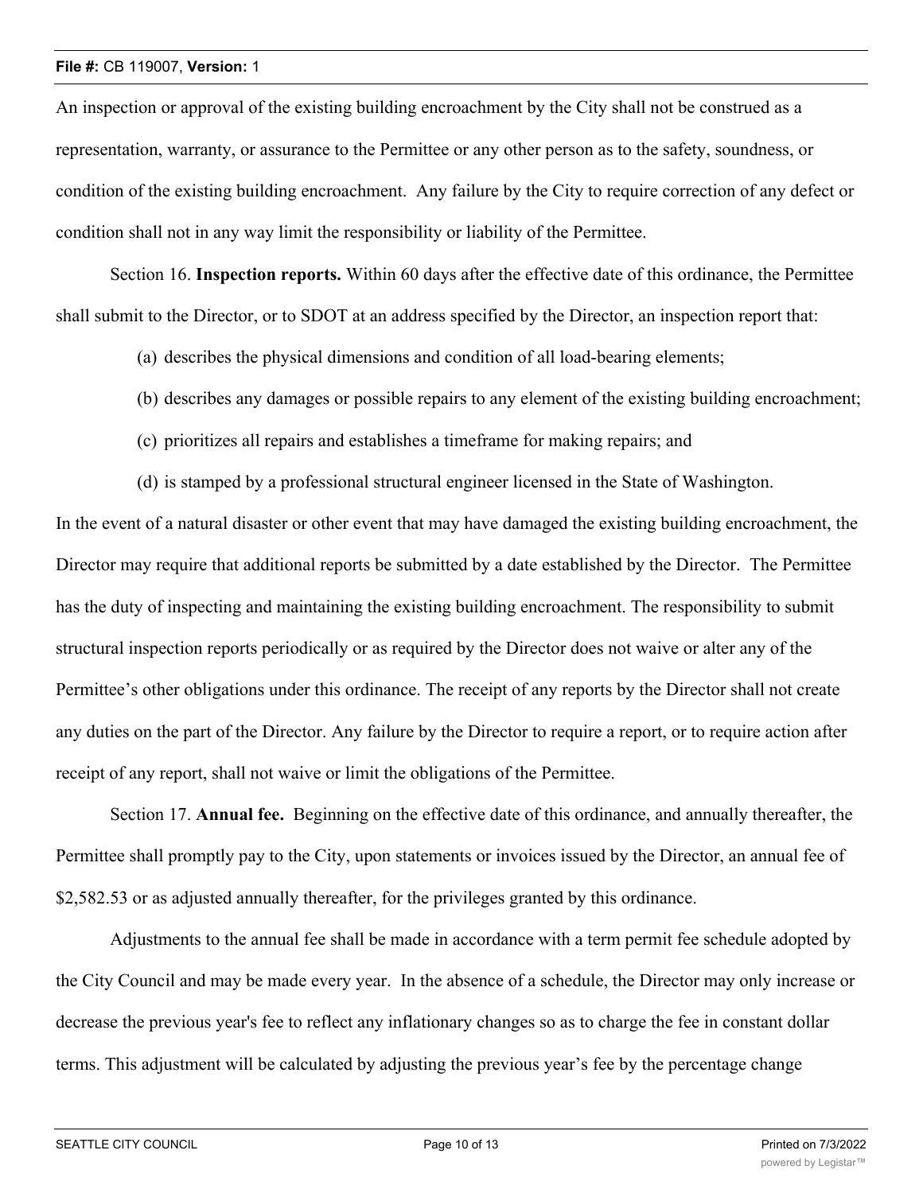An inspection or approval of the existing building encroachment by the City shall not be construed as a representation, warranty, or assurance to the Permittee or any other person as to the safety, soundness, or condition of the existing building encroachment. Any failure by the City to require correction of any defect or condition shall not in any way limit the responsibility or liability of the Permittee.

Section 16. **Inspection reports.** Within 60 days after the effective date of this ordinance, the Permittee shall submit to the Director, or to SDOT at an address specified by the Director, an inspection report that:

(a) describes the physical dimensions and condition of all load-bearing elements;

(b) describes any damages or possible repairs to any element of the existing building encroachment;

(c) prioritizes all repairs and establishes a timeframe for making repairs; and

(d) is stamped by a professional structural engineer licensed in the State of Washington.

In the event of a natural disaster or other event that may have damaged the existing building encroachment, the Director may require that additional reports be submitted by a date established by the Director. The Permittee has the duty of inspecting and maintaining the existing building encroachment. The responsibility to submit structural inspection reports periodically or as required by the Director does not waive or alter any of the Permittee's other obligations under this ordinance. The receipt of any reports by the Director shall not create any duties on the part of the Director. Any failure by the Director to require a report, or to require action after receipt of any report, shall not waive or limit the obligations of the Permittee.

Section 17. **Annual fee.** Beginning on the effective date of this ordinance, and annually thereafter, the Permittee shall promptly pay to the City, upon statements or invoices issued by the Director, an annual fee of $2,582.53 or as adjusted annually thereafter, for the privileges granted by this ordinance.

Adjustments to the annual fee shall be made in accordance with a term permit fee schedule adopted by the City Council and may be made every year. In the absence of a schedule, the Director may only increase or decrease the previous year's fee to reflect any inflationary changes so as to charge the fee in constant dollar terms. This adjustment will be calculated by adjusting the previous year's fee by the percentage change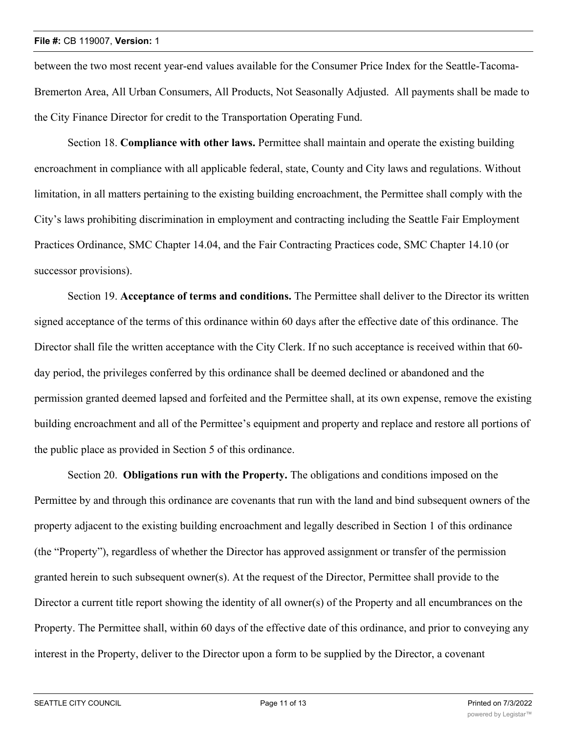between the two most recent year-end values available for the Consumer Price Index for the Seattle-Tacoma-Bremerton Area, All Urban Consumers, All Products, Not Seasonally Adjusted. All payments shall be made to the City Finance Director for credit to the Transportation Operating Fund.

Section 18. **Compliance with other laws.** Permittee shall maintain and operate the existing building encroachment in compliance with all applicable federal, state, County and City laws and regulations. Without limitation, in all matters pertaining to the existing building encroachment, the Permittee shall comply with the City's laws prohibiting discrimination in employment and contracting including the Seattle Fair Employment Practices Ordinance, SMC Chapter 14.04, and the Fair Contracting Practices code, SMC Chapter 14.10 (or successor provisions).

Section 19. **Acceptance of terms and conditions.** The Permittee shall deliver to the Director its written signed acceptance of the terms of this ordinance within 60 days after the effective date of this ordinance. The Director shall file the written acceptance with the City Clerk. If no such acceptance is received within that 60-day period, the privileges conferred by this ordinance shall be deemed declined or abandoned and the permission granted deemed lapsed and forfeited and the Permittee shall, at its own expense, remove the existing building encroachment and all of the Permittee's equipment and property and replace and restore all portions of the public place as provided in Section 5 of this ordinance.

Section 20. **Obligations run with the Property.** The obligations and conditions imposed on the Permittee by and through this ordinance are covenants that run with the land and bind subsequent owners of the property adjacent to the existing building encroachment and legally described in Section 1 of this ordinance (the "Property"), regardless of whether the Director has approved assignment or transfer of the permission granted herein to such subsequent owner(s). At the request of the Director, Permittee shall provide to the Director a current title report showing the identity of all owner(s) of the Property and all encumbrances on the Property. The Permittee shall, within 60 days of the effective date of this ordinance, and prior to conveying any interest in the Property, deliver to the Director upon a form to be supplied by the Director, a covenant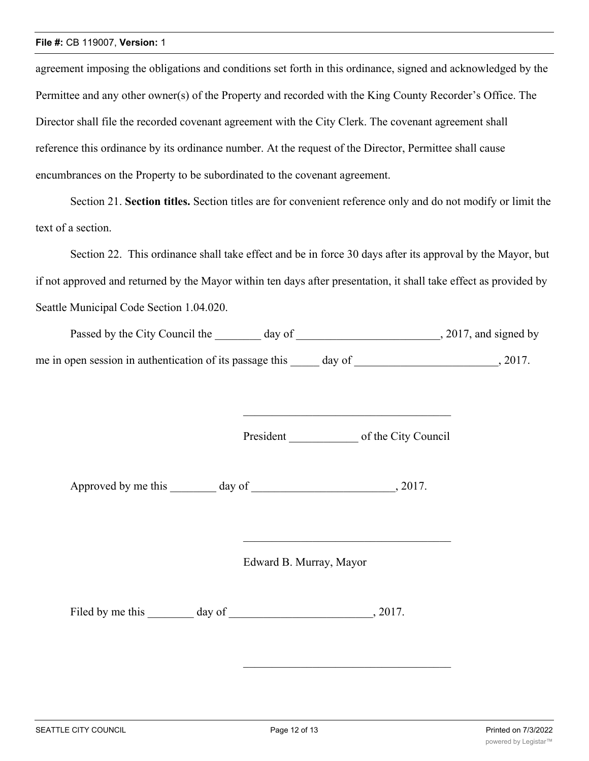agreement imposing the obligations and conditions set forth in this ordinance, signed and acknowledged by the Permittee and any other owner(s) of the Property and recorded with the King County Recorder's Office. The Director shall file the recorded covenant agreement with the City Clerk. The covenant agreement shall reference this ordinance by its ordinance number. At the request of the Director, Permittee shall cause encumbrances on the Property to be subordinated to the covenant agreement.

Section 21. **Section titles.** Section titles are for convenient reference only and do not modify or limit the text of a section.

Section 22. This ordinance shall take effect and be in force 30 days after its approval by the Mayor, but if not approved and returned by the Mayor within ten days after presentation, it shall take effect as provided by Seattle Municipal Code Section 1.04.020.

Passed by the City Council the ________ day of _________________________, 2017, and signed by me in open session in authentication of its passage this _____ day of _________________________, 2017.

_____________________________________

President ____________ of the City Council

Approved by me this ________ day of _________________________, 2017.

_____________________________________

Edward B. Murray, Mayor

Filed by me this ________ day of _________________________, 2017.

_____________________________________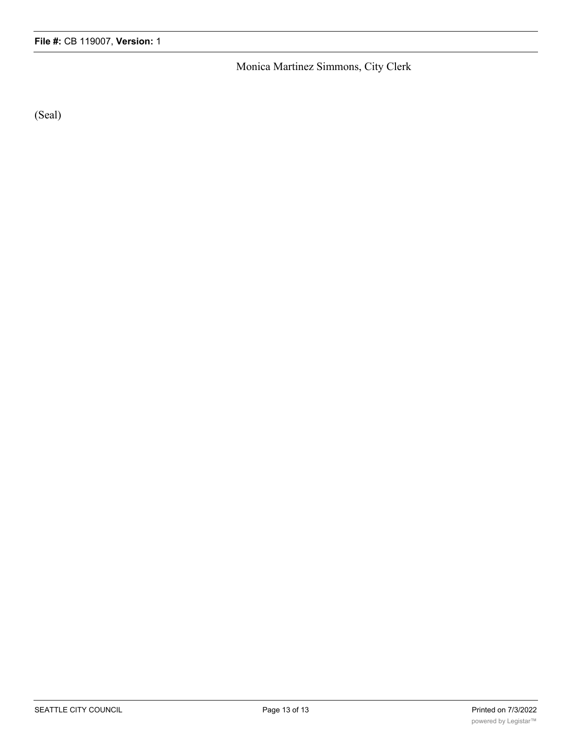Monica Martinez Simmons, City Clerk

(Seal)